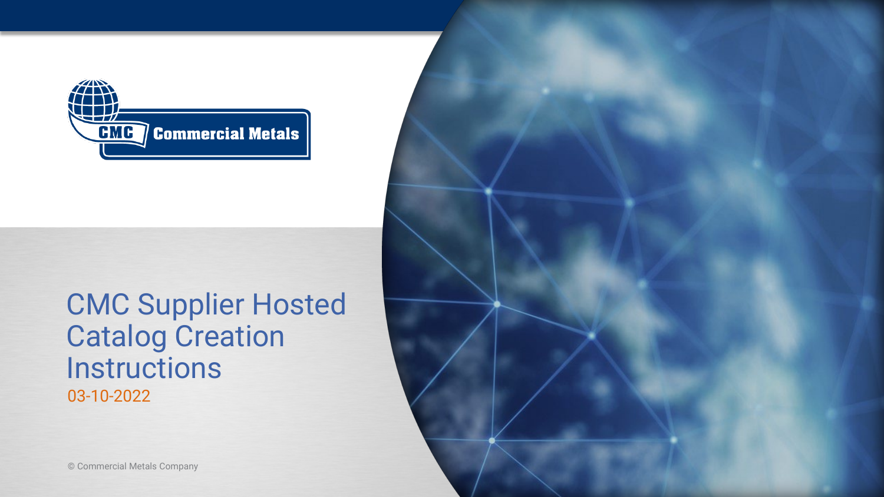Commercial Metals

# CMC Supplier Hosted Catalog Creation Instructions

03-10-2022

© Commercial Metals Company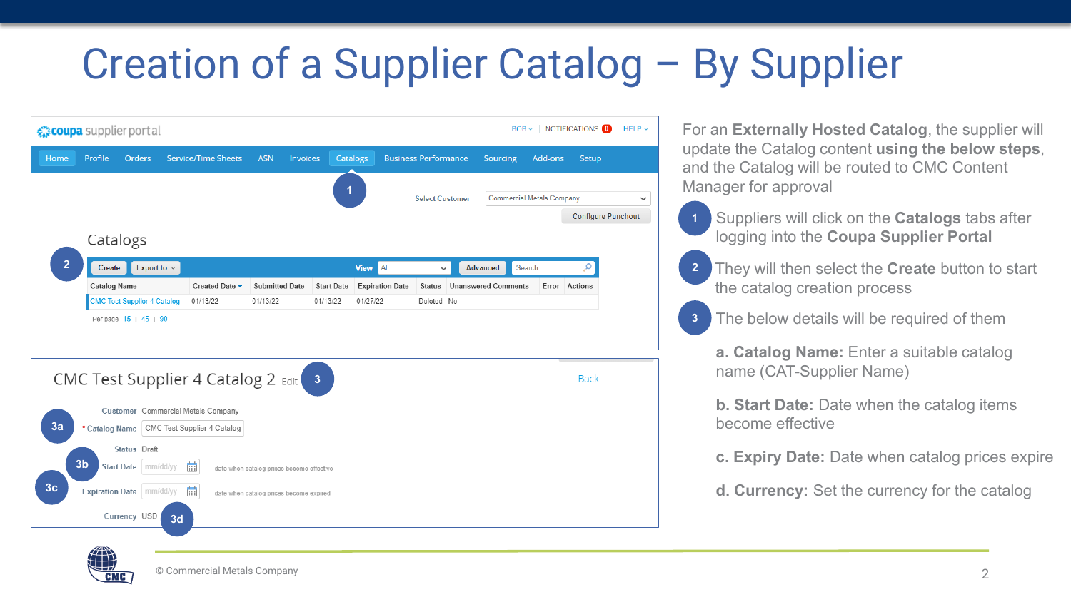# Creation of a Supplier Catalog – By Supplier

For an **Externally Hosted Catalog**, the supplier will update the Catalog content **using the below steps**, and the Catalog will be routed to CMC Content Manager for approval

1. Suppliers will click on the **Catalogs** tabs after logging into the **Coupa Supplier Portal**
2. They will then select the **Create** button to start the catalog creation process
3. The below details will be required of them

   **a. Catalog Name:** Enter a suitable catalog name (CAT-Supplier Name)

   **b. Start Date:** Date when the catalog items become effective

   **c. Expiry Date:** Date when catalog prices expire

   **d. Currency:** Set the currency for the catalog

© Commercial Metals Company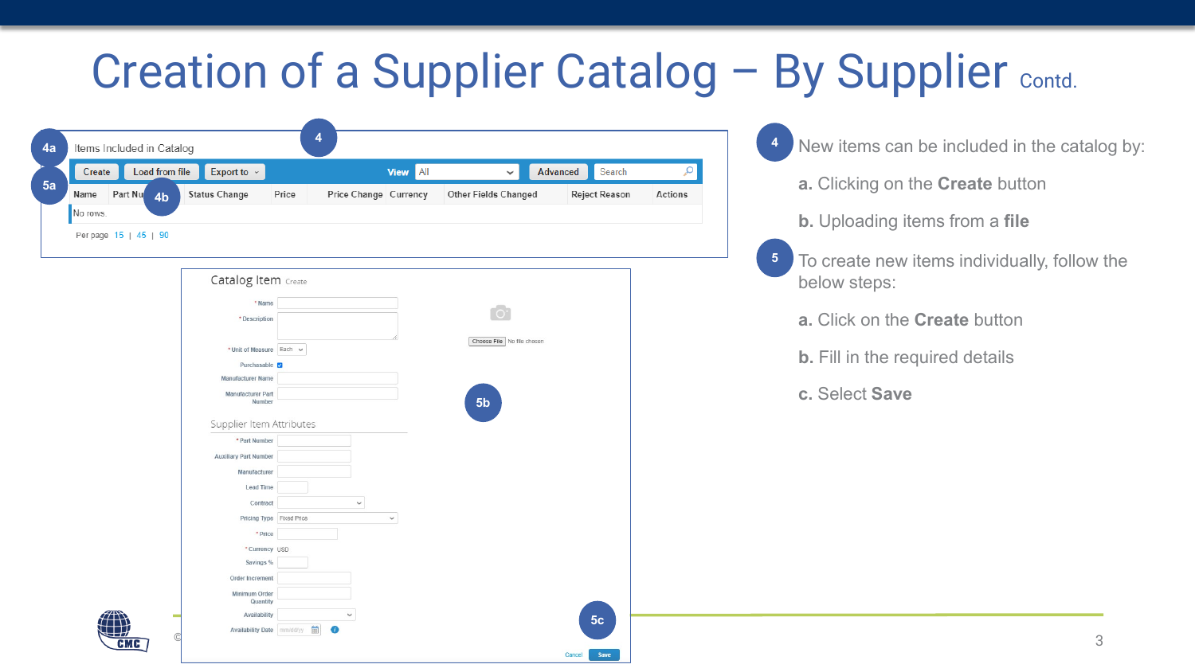# Creation of a Supplier Catalog – By Supplier Contd.

**4** New items can be included in the catalog by:

**a.** Clicking on the **Create** button

**b.** Uploading items from a **file**

**5** To create new items individually, follow the below steps:

**a.** Click on the **Create** button

**b.** Fill in the required details

**c.** Select **Save**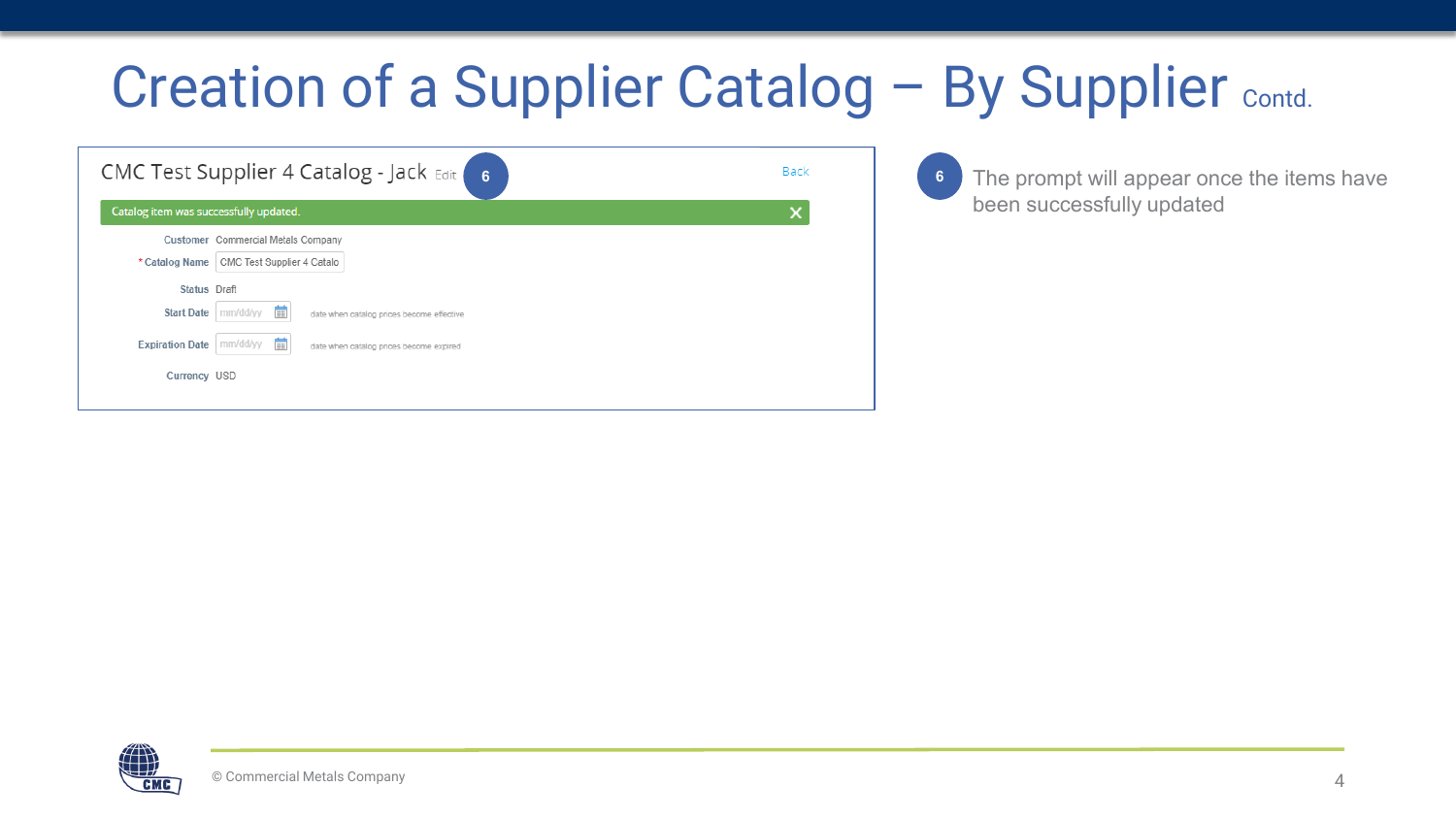# Creation of a Supplier Catalog – By Supplier Contd.

CMC Test Supplier 4 Catalog - Jack Edit **6** Back

Catalog item was successfully updated.

| | |
|---|---|
| Customer | Commercial Metals Company |
| * Catalog Name | CMC Test Supplier 4 Catalo |
| Status | Draft |
| Start Date | mm/dd/yy — date when catalog prices become effective |
| Expiration Date | mm/dd/yy — date when catalog prices become expired |
| Currency | USD |

**6** The prompt will appear once the items have been successfully updated

© Commercial Metals Company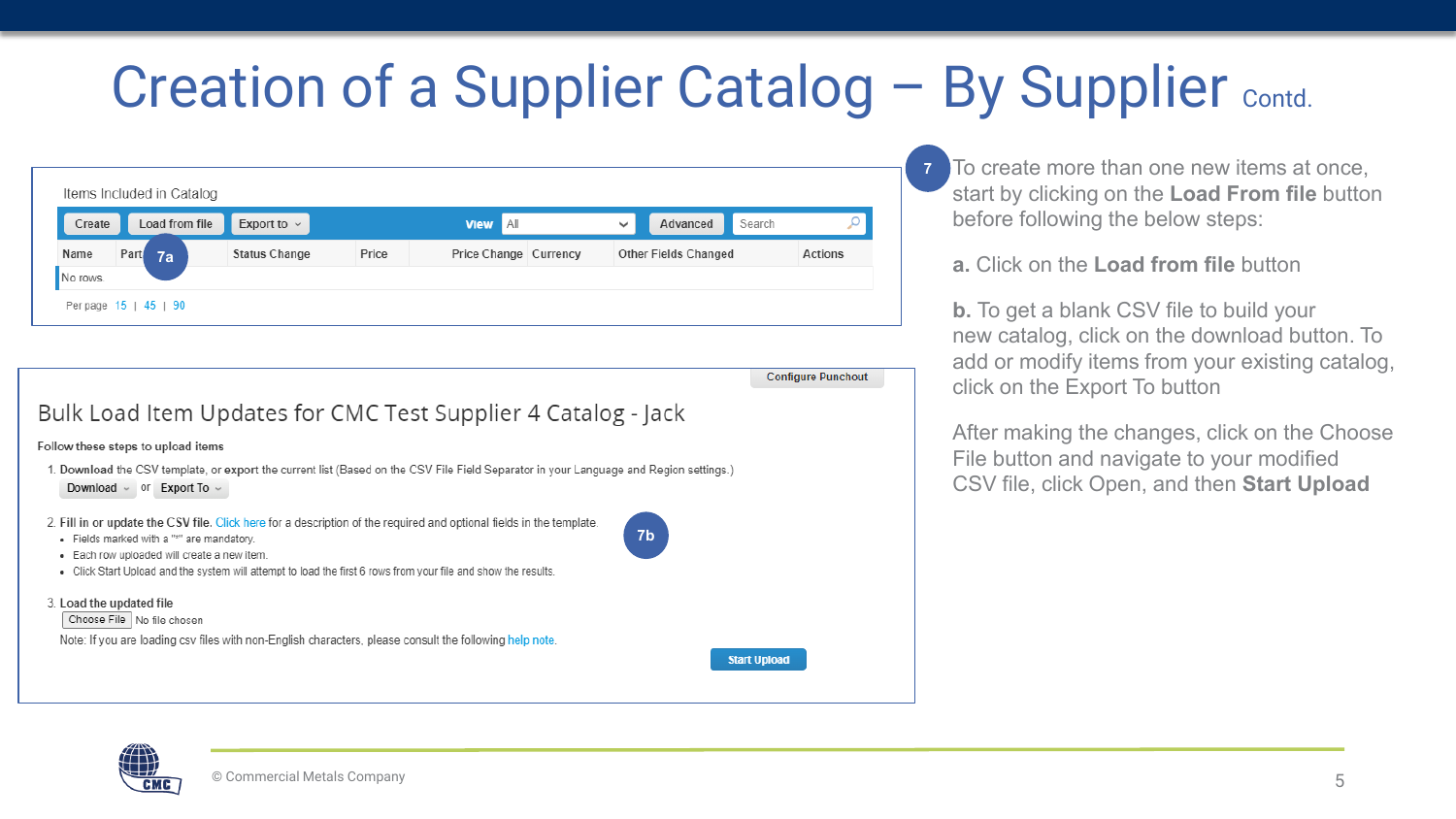# Creation of a Supplier Catalog – By Supplier Contd.

Items Included in Catalog

Create | Load from file | Export to | View All | Advanced | Search

| Name | Part | Status Change | Price | Price Change | Currency | Other Fields Changed | Actions |
|---|---|---|---|---|---|---|---|
| No rows | | | | | | | |

Per page 15 | 45 | 90

7a

Configure Punchout

## Bulk Load Item Updates for CMC Test Supplier 4 Catalog - Jack

Follow these steps to upload items

1. Download the CSV template, or export the current list (Based on the CSV File Field Separator in your Language and Region settings.)
   Download or Export To
2. Fill in or update the CSV file. Click here for a description of the required and optional fields in the template.
   - Fields marked with a "*" are mandatory.
   - Each row uploaded will create a new item.
   - Click Start Upload and the system will attempt to load the first 6 rows from your file and show the results.
3. Load the updated file
   Choose File No file chosen
   Note: If you are loading csv files with non-English characters, please consult the following help note.

Start Upload

7b

7 To create more than one new items at once, start by clicking on the **Load From file** button before following the below steps:

**a.** Click on the **Load from file** button

**b.** To get a blank CSV file to build your new catalog, click on the download button. To add or modify items from your existing catalog, click on the Export To button

After making the changes, click on the Choose File button and navigate to your modified CSV file, click Open, and then **Start Upload**

© Commercial Metals Company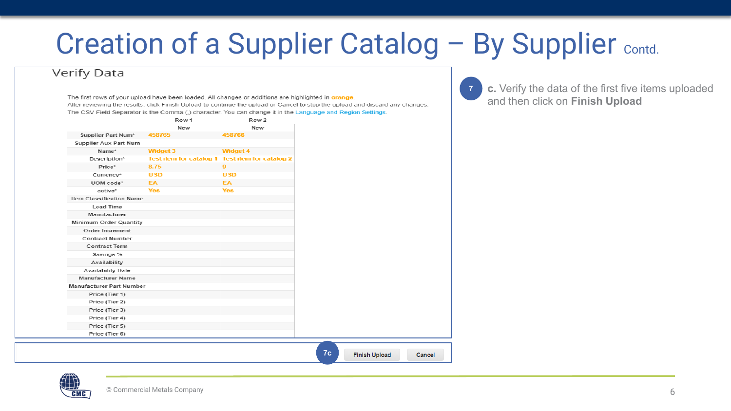# Creation of a Supplier Catalog – By Supplier Contd.

## Verify Data

The first rows of your upload have been loaded. All changes or additions are highlighted in orange.
After reviewing the results, click Finish Upload to continue the upload or Cancel to stop the upload and discard any changes.
The CSV Field Separator is the Comma (,) character. You can change it in the Language and Region Settings.

| | Row 1 | Row 2 |
|---|---|---|
| | New | New |
| Supplier Part Num* | 458765 | 458766 |
| Supplier Aux Part Num | | |
| Name* | Widget 3 | Widget 4 |
| Description* | Test item for catalog 1 | Test item for catalog 2 |
| Price* | 8.75 | 9 |
| Currency* | USD | USD |
| UOM code* | EA | EA |
| active* | Yes | Yes |
| Item Classification Name | | |
| Lead Time | | |
| Manufacturer | | |
| Minimum Order Quantity | | |
| Order Increment | | |
| Contract Number | | |
| Contract Term | | |
| Savings % | | |
| Availability | | |
| Availability Date | | |
| Manufacturer Name | | |
| Manufacturer Part Number | | |
| Price (Tier 1) | | |
| Price (Tier 2) | | |
| Price (Tier 3) | | |
| Price (Tier 4) | | |
| Price (Tier 5) | | |
| Price (Tier 6) | | |

7c Finish Upload | Cancel

7 **c.** Verify the data of the first five items uploaded and then click on **Finish Upload**

© Commercial Metals Company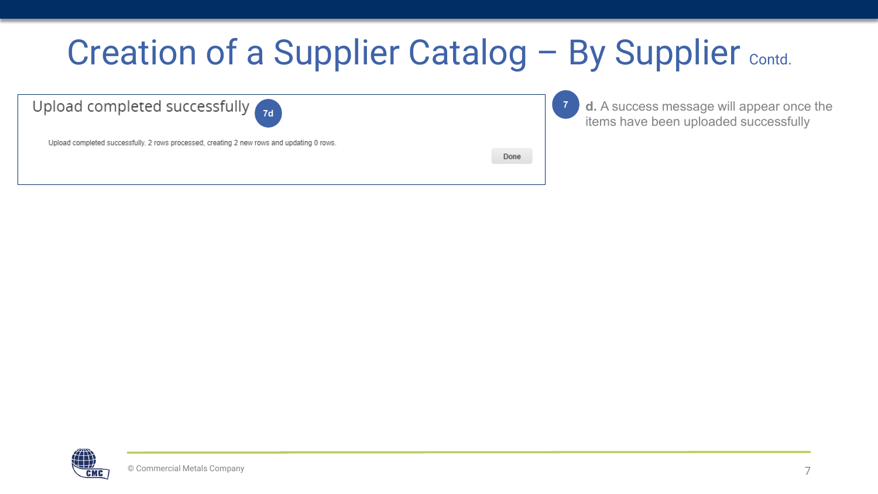# Creation of a Supplier Catalog – By Supplier Contd.

Upload completed successfully (7d)

Upload completed successfully. 2 rows processed, creating 2 new rows and updating 0 rows.

Done

7

**d.** A success message will appear once the items have been uploaded successfully

© Commercial Metals Company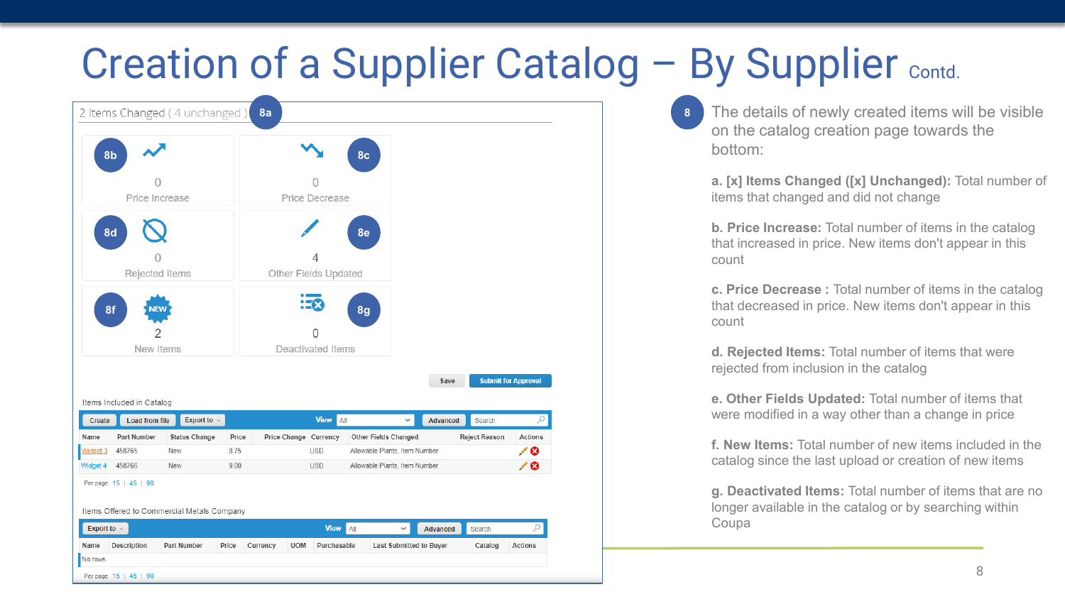# Creation of a Supplier Catalog – By Supplier Contd.

2 Items Changed ( 4 unchanged ) **8a**

| | |
|---|---|
| **8b** 0 Price Increase | **8c** 0 Price Decrease |
| **8d** 0 Rejected Items | **8e** 4 Other Fields Updated |
| **8f** 2 New Items | **8g** 0 Deactivated Items |

Save | Submit for Approval

Items Included in Catalog

Create | Load from file | Export to | View: All | Advanced | Search

| Name | Part Number | Status Change | Price | Price Change | Currency | Other Fields Changed | Reject Reason | Actions |
|---|---|---|---|---|---|---|---|---|
| Widget 3 | 458765 | New | 8.75 | | USD | Allowable Plants, Item Number | | |
| Widget 4 | 458766 | New | 9.00 | | USD | Allowable Plants, Item Number | | |

Per page 15 | 45 | 90

Items Offered to Commercial Metals Company

Export to | View: All | Advanced | Search

| Name | Description | Part Number | Price | Currency | UOM | Purchasable | Last Submitted to Buyer | Catalog | Actions |
|---|---|---|---|---|---|---|---|---|---|
| No rows. | | | | | | | | | |

Per page 15 | 45 | 90

**8** The details of newly created items will be visible on the catalog creation page towards the bottom:

**a. [x] Items Changed ([x] Unchanged):** Total number of items that changed and did not change

**b. Price Increase:** Total number of items in the catalog that increased in price. New items don't appear in this count

**c. Price Decrease :** Total number of items in the catalog that decreased in price. New items don't appear in this count

**d. Rejected Items:** Total number of items that were rejected from inclusion in the catalog

**e. Other Fields Updated:** Total number of items that were modified in a way other than a change in price

**f. New Items:** Total number of new items included in the catalog since the last upload or creation of new items

**g. Deactivated Items:** Total number of items that are no longer available in the catalog or by searching within Coupa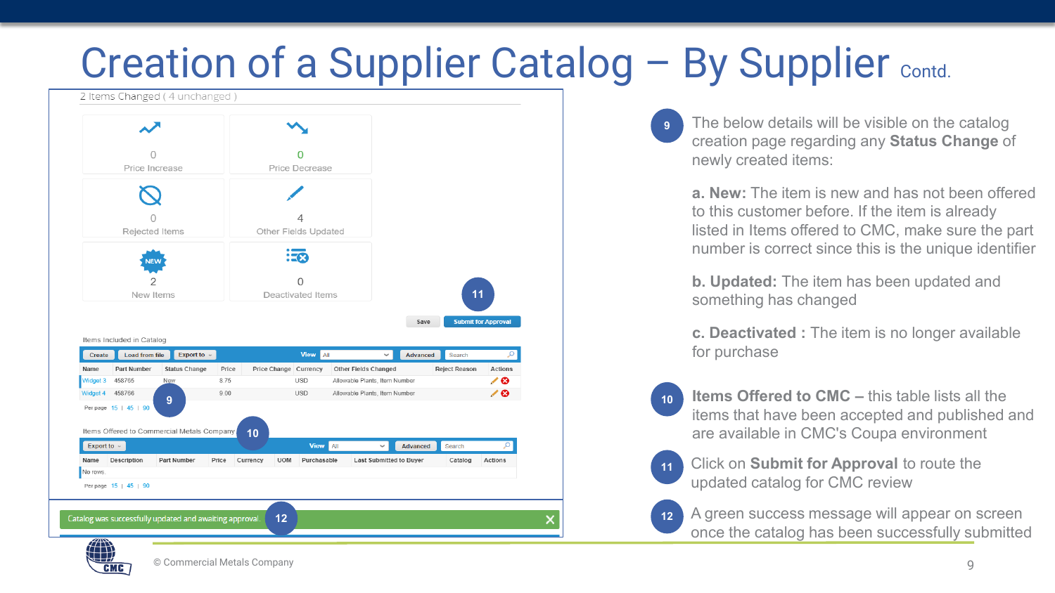# Creation of a Supplier Catalog – By Supplier Contd.

2 Items Changed ( 4 unchanged )

| | |
|---|---|
| 0 Price Increase | 0 Price Decrease |
| 0 Rejected Items | 4 Other Fields Updated |
| 2 New Items | 0 Deactivated Items |

Save | Submit for Approval (11)

Items Included in Catalog

Create | Load from file | Export to | View All | Advanced | Search

| Name | Part Number | Status Change | Price | Price Change | Currency | Other Fields Changed | Reject Reason | Actions |
|---|---|---|---|---|---|---|---|---|
| Widget 3 | 458765 | New | 8.75 | | USD | Allowable Plants, Item Number | | |
| Widget 4 | 458766 | | 9.00 | | USD | Allowable Plants, Item Number | | |

Per page 15 | 45 | 90 (9)

Items Offered to Commercial Metals Company (10)

Export to | View All | Advanced | Search

| Name | Description | Part Number | Price | Currency | UOM | Purchasable | Last Submitted to Buyer | Catalog | Actions |
|---|---|---|---|---|---|---|---|---|---|
| No rows. | | | | | | | | | |

Per page 15 | 45 | 90

Catalog was successfully updated and awaiting approval. (12)

9. The below details will be visible on the catalog creation page regarding any **Status Change** of newly created items:

   **a. New:** The item is new and has not been offered to this customer before. If the item is already listed in Items offered to CMC, make sure the part number is correct since this is the unique identifier

   **b. Updated:** The item has been updated and something has changed

   **c. Deactivated :** The item is no longer available for purchase

10. **Items Offered to CMC –** this table lists all the items that have been accepted and published and are available in CMC's Coupa environment

11. Click on **Submit for Approval** to route the updated catalog for CMC review

12. A green success message will appear on screen once the catalog has been successfully submitted

© Commercial Metals Company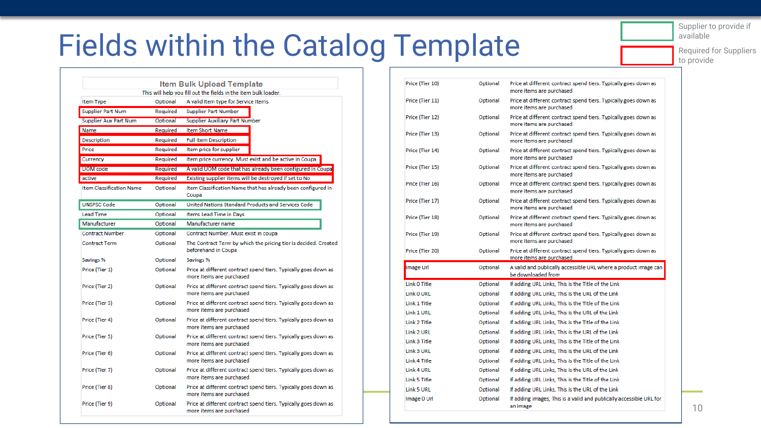# Fields within the Catalog Template

Supplier to provide if available

Required for Suppliers to provide

## Item Bulk Upload Template

This will help you fill out the fields in the item bulk loader.

| Field | Status | Description |
|---|---|---|
| Item Type | Optional | A valid Item type for Service Items |
| Supplier Part Num | Required | Supplier Part Number |
| Supplier Aux Part Num | Optional | Supplier Auxiliary Part Number |
| Name | Required | Item Short Name |
| Description | Required | Full Item Description |
| Price | Required | Item price for supplier |
| Currency | Required | Item price currency. Must exist and be active in Coupa. |
| UOM code | Required | A valid UOM code that has already been configured in Coupa |
| active | Required | Existing supplier items will be destroyed if set to No |
| Item Classification Name | Optional | Item Classification Name that has already been configured in Coupa |
| UNSPSC Code | Optional | United Nations Standard Products and Services Code |
| Lead Time | Optional | Items Lead Time in Days |
| Manufacturer | Optional | Manufacturer name |
| Contract Number | Optional | Contract Number. Must exist in coupa |
| Contract Term | Optional | The Contract Term by which the pricing tier is decided. Created beforehand in Coupa |
| Savings % | Optional | Savings % |
| Price (Tier 1) | Optional | Price at different contract spend tiers. Typically goes down as more items are purchased |
| Price (Tier 2) | Optional | Price at different contract spend tiers. Typically goes down as more items are purchased |
| Price (Tier 3) | Optional | Price at different contract spend tiers. Typically goes down as more items are purchased |
| Price (Tier 4) | Optional | Price at different contract spend tiers. Typically goes down as more items are purchased |
| Price (Tier 5) | Optional | Price at different contract spend tiers. Typically goes down as more items are purchased |
| Price (Tier 6) | Optional | Price at different contract spend tiers. Typically goes down as more items are purchased |
| Price (Tier 7) | Optional | Price at different contract spend tiers. Typically goes down as more items are purchased |
| Price (Tier 8) | Optional | Price at different contract spend tiers. Typically goes down as more items are purchased |
| Price (Tier 9) | Optional | Price at different contract spend tiers. Typically goes down as more items are purchased |
| Price (Tier 10) | Optional | Price at different contract spend tiers. Typically goes down as more items are purchased |
| Price (Tier 11) | Optional | Price at different contract spend tiers. Typically goes down as more items are purchased |
| Price (Tier 12) | Optional | Price at different contract spend tiers. Typically goes down as more items are purchased |
| Price (Tier 13) | Optional | Price at different contract spend tiers. Typically goes down as more items are purchased |
| Price (Tier 14) | Optional | Price at different contract spend tiers. Typically goes down as more items are purchased |
| Price (Tier 15) | Optional | Price at different contract spend tiers. Typically goes down as more items are purchased |
| Price (Tier 16) | Optional | Price at different contract spend tiers. Typically goes down as more items are purchased |
| Price (Tier 17) | Optional | Price at different contract spend tiers. Typically goes down as more items are purchased |
| Price (Tier 18) | Optional | Price at different contract spend tiers. Typically goes down as more items are purchased |
| Price (Tier 19) | Optional | Price at different contract spend tiers. Typically goes down as more items are purchased |
| Price (Tier 20) | Optional | Price at different contract spend tiers. Typically goes down as more items are purchased |
| Image Url | Optional | A valid and publically accessible URL where a product image can be downloaded from |
| Link 0 Title | Optional | If adding URL Links, This is the Title of the Link |
| Link 0 URL | Optional | If adding URL Links, This is the URL of the Link |
| Link 1 Title | Optional | If adding URL Links, This is the Title of the Link |
| Link 1 URL | Optional | If adding URL Links, This is the URL of the Link |
| Link 2 Title | Optional | If adding URL Links, This is the Title of the Link |
| Link 2 URL | Optional | If adding URL Links, This is the URL of the Link |
| Link 3 Title | Optional | If adding URL Links, This is the Title of the Link |
| Link 3 URL | Optional | If adding URL Links, This is the URL of the Link |
| Link 4 Title | Optional | If adding URL Links, This is the Title of the Link |
| Link 4 URL | Optional | If adding URL Links, This is the URL of the Link |
| Link 5 Title | Optional | If adding URL Links, This is the Title of the Link |
| Link 5 URL | Optional | If adding URL Links, This is the URL of the Link |
| Image 0 Url | Optional | If adding images, This is a valid and publically accessible URL for an image |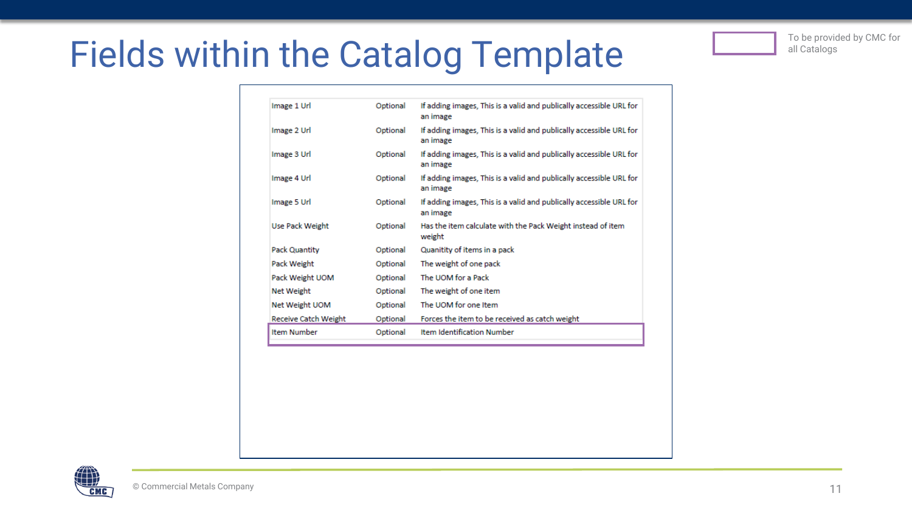# Fields within the Catalog Template

To be provided by CMC for all Catalogs

| | | |
|---|---|---|
| Image 1 Url | Optional | If adding images, This is a valid and publically accessible URL for an image |
| Image 2 Url | Optional | If adding images, This is a valid and publically accessible URL for an image |
| Image 3 Url | Optional | If adding images, This is a valid and publically accessible URL for an image |
| Image 4 Url | Optional | If adding images, This is a valid and publically accessible URL for an image |
| Image 5 Url | Optional | If adding images, This is a valid and publically accessible URL for an image |
| Use Pack Weight | Optional | Has the item calculate with the Pack Weight instead of item weight |
| Pack Quantity | Optional | Quanitity of items in a pack |
| Pack Weight | Optional | The weight of one pack |
| Pack Weight UOM | Optional | The UOM for a Pack |
| Net Weight | Optional | The weight of one item |
| Net Weight UOM | Optional | The UOM for one Item |
| Receive Catch Weight | Optional | Forces the item to be received as catch weight |
| Item Number | Optional | Item Identification Number |

© Commercial Metals Company